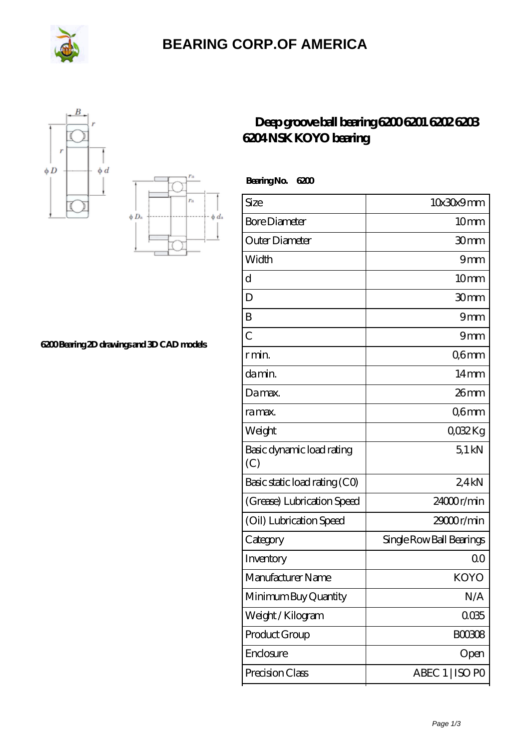# BEARING CORP.OF AMERICA

6200 Bearing 2D drawings and 3D CAD models

## Deep groove ball bearing 6200 6201 6202 6203 6204 NSK KOYO bearing

**Bearing No. 6200**

| | |
|---|---|
| Size | 10x30x9 mm |
| Bore Diameter | 10 mm |
| Outer Diameter | 30 mm |
| Width | 9 mm |
| d | 10 mm |
| D | 30 mm |
| B | 9 mm |
| C | 9 mm |
| r min. | 0,6 mm |
| da min. | 14 mm |
| Da max. | 26 mm |
| ra max. | 0,6 mm |
| Weight | 0,032 Kg |
| Basic dynamic load rating (C) | 5,1 kN |
| Basic static load rating (C0) | 2,4 kN |
| (Grease) Lubrication Speed | 24000 r/min |
| (Oil) Lubrication Speed | 29000 r/min |
| Category | Single Row Ball Bearings |
| Inventory | 0.0 |
| Manufacturer Name | KOYO |
| Minimum Buy Quantity | N/A |
| Weight / Kilogram | 0.035 |
| Product Group | B00308 |
| Enclosure | Open |
| Precision Class | ABEC 1 \| ISO P0 |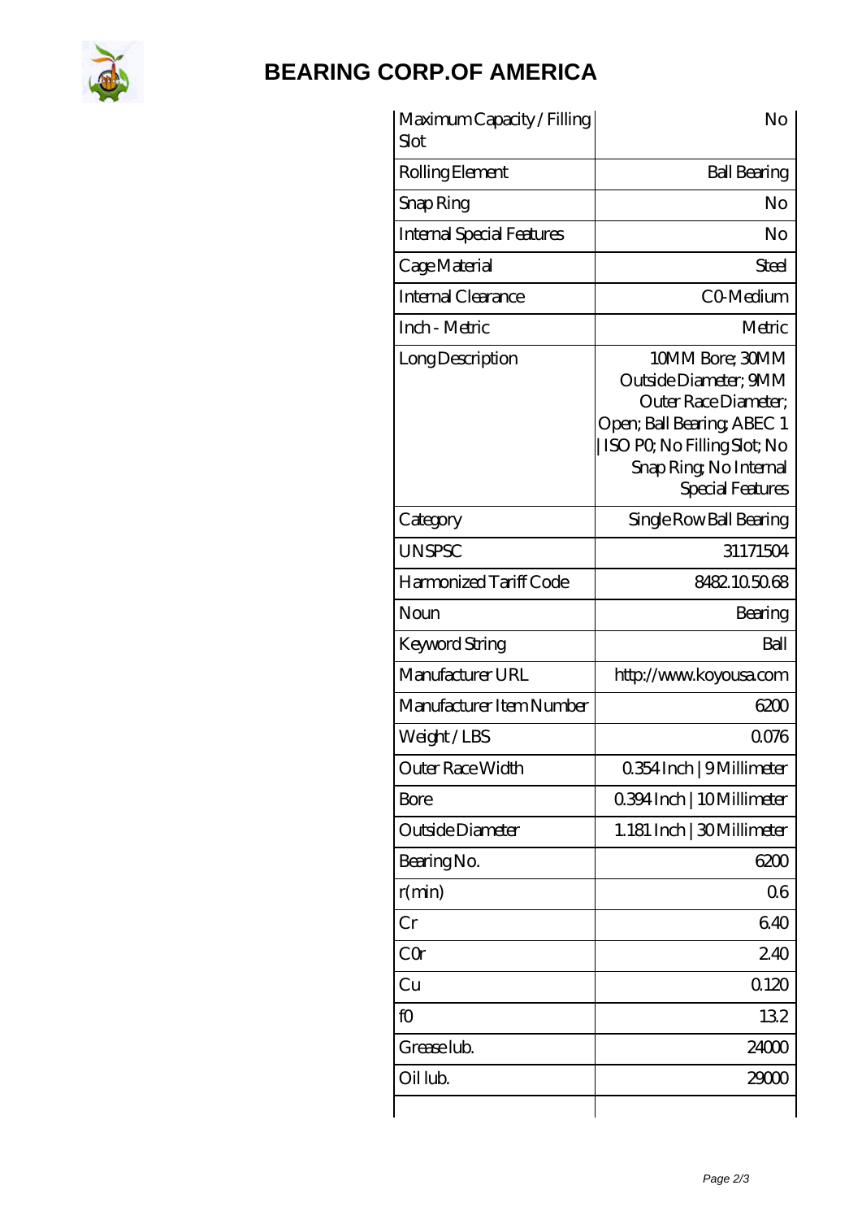# BEARING CORP.OF AMERICA

| Maximum Capacity / Filling Slot | No |
|---|---|
| Rolling Element | Ball Bearing |
| Snap Ring | No |
| Internal Special Features | No |
| Cage Material | Steel |
| Internal Clearance | C0-Medium |
| Inch - Metric | Metric |
| Long Description | 10MM Bore; 30MM Outside Diameter; 9MM Outer Race Diameter; Open; Ball Bearing; ABEC 1 \| ISO P0; No Filling Slot; No Snap Ring; No Internal Special Features |
| Category | Single Row Ball Bearing |
| UNSPSC | 31171504 |
| Harmonized Tariff Code | 8482.10.50.68 |
| Noun | Bearing |
| Keyword String | Ball |
| Manufacturer URL | http://www.koyousa.com |
| Manufacturer Item Number | 6200 |
| Weight / LBS | 0.076 |
| Outer Race Width | 0.354 Inch \| 9 Millimeter |
| Bore | 0.394 Inch \| 10 Millimeter |
| Outside Diameter | 1.181 Inch \| 30 Millimeter |
| Bearing No. | 6200 |
| r(min) | 0.6 |
| Cr | 6.40 |
| C0r | 2.40 |
| Cu | 0.120 |
| f0 | 13.2 |
| Grease lub. | 24000 |
| Oil lub. | 29000 |
| | |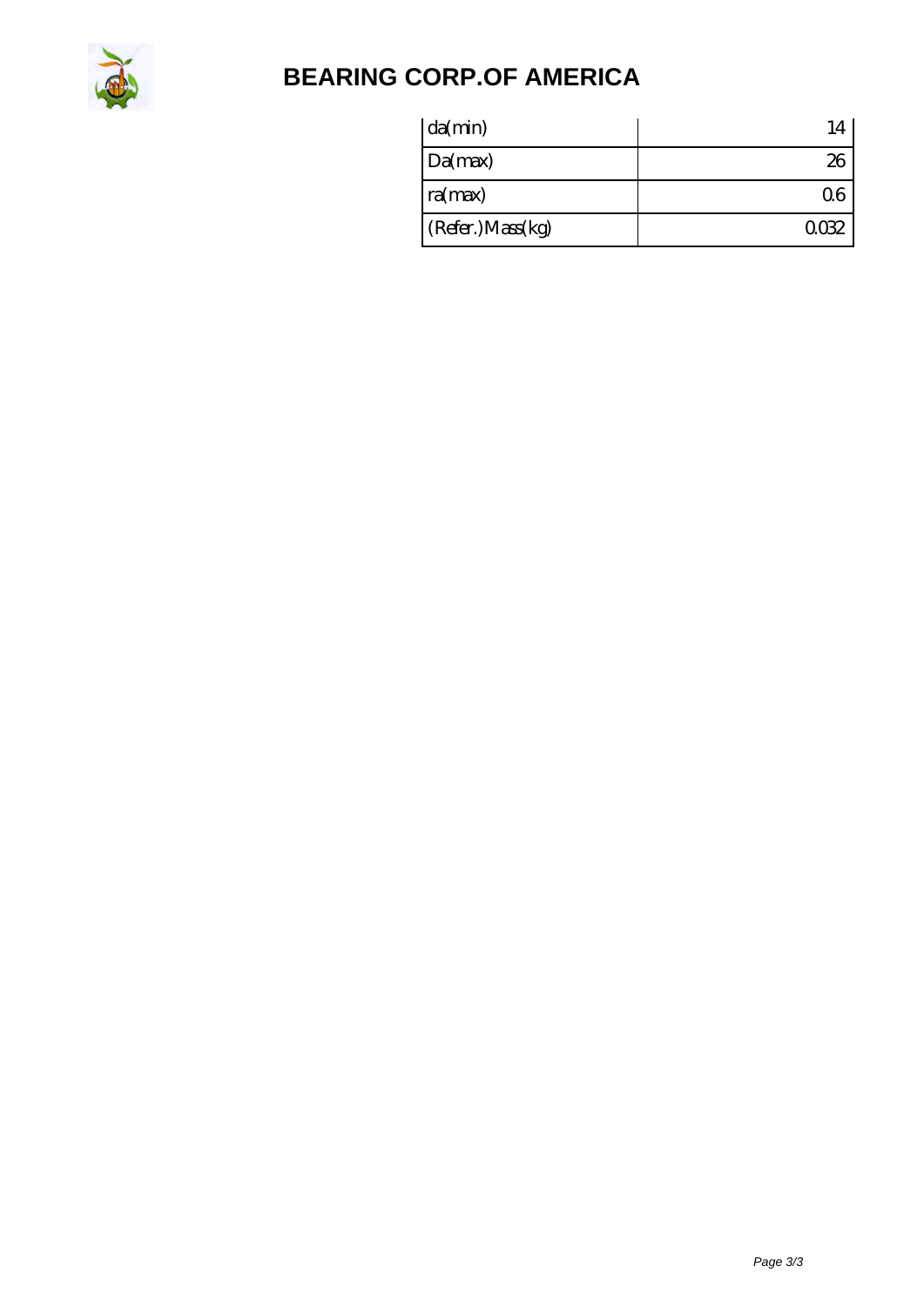| | |
|---|---|
| da(min) | 14 |
| Da(max) | 26 |
| ra(max) | 0.6 |
| (Refer.)Mass(kg) | 0.032 |